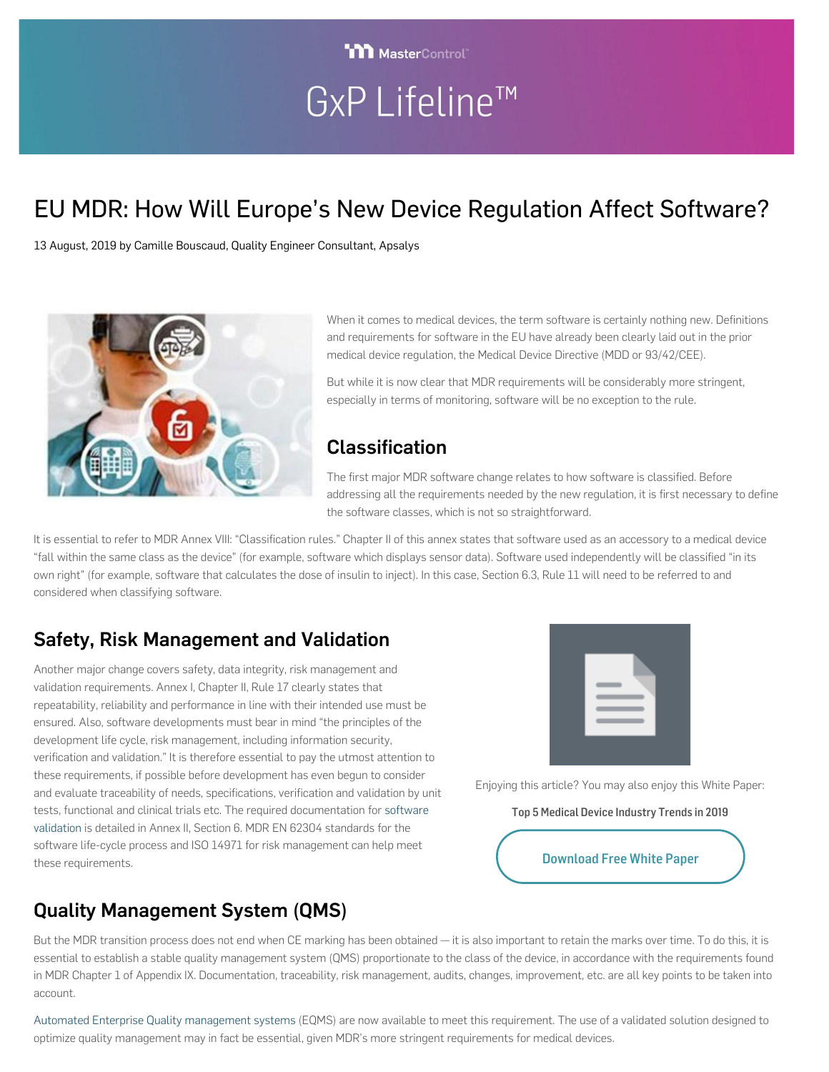# EU MDR: How Will Europe's New Device Regulation Affect Software?

13 August, 2019 by Camille Bouscaud, Quality Engineer Consultant, Apsalys

When it comes to medical devices, the term software is certainly nothing new. Definitions and requirements for software in the EU have already been clearly laid out in the prior medical device regulation, the Medical Device Directive (MDD or 93/42/CEE).

But while it is now clear that MDR requirements will be considerably more stringent, especially in terms of monitoring, software will be no exception to the rule.

## Classification

The first major MDR software change relates to how software is classified. Before addressing all the requirements needed by the new regulation, it is first necessary to define the software classes, which is not so straightforward.

It is essential to refer to MDR Annex VIII: "Classification rules." Chapter II of this annex states that software used as an accessory to a medical device "fall within the same class as the device" (for example, software which displays sensor data). Software used independently will be classified "in its own right" (for example, software that calculates the dose of insulin to inject). In this case, Section 6.3, Rule 11 will need to be referred to and considered when classifying software.

## Safety, Risk Management and Validation

Another major change covers safety, data integrity, risk management and validation requirements. Annex I, Chapter II, Rule 17 clearly states that repeatability, reliability and performance in line with their intended use must be ensured. Also, software developments must bear in mind "the principles of the development life cycle, risk management, including information security, verification and validation." It is therefore essential to pay the utmost attention to these requirements, if possible before development has even begun to consider and evaluate traceability of needs, specifications, verification and validation by unit tests, functional and clinical trials etc. The required documentation for software validation is detailed in Annex II, Section 6. MDR EN 62304 standards for the software life-cycle process and ISO 14971 for risk management can help meet these requirements.

Enjoying this article? You may also enjoy this White Paper:

**Top 5 Medical Device Industry Trends in 2019**

Download Free White Paper

## Quality Management System (QMS)

But the MDR transition process does not end when CE marking has been obtained — it is also important to retain the marks over time. To do this, it is essential to establish a stable quality management system (QMS) proportionate to the class of the device, in accordance with the requirements found in MDR Chapter 1 of Appendix IX. Documentation, traceability, risk management, audits, changes, improvement, etc. are all key points to be taken into account.

Automated Enterprise Quality management systems (EQMS) are now available to meet this requirement. The use of a validated solution designed to optimize quality management may in fact be essential, given MDR's more stringent requirements for medical devices.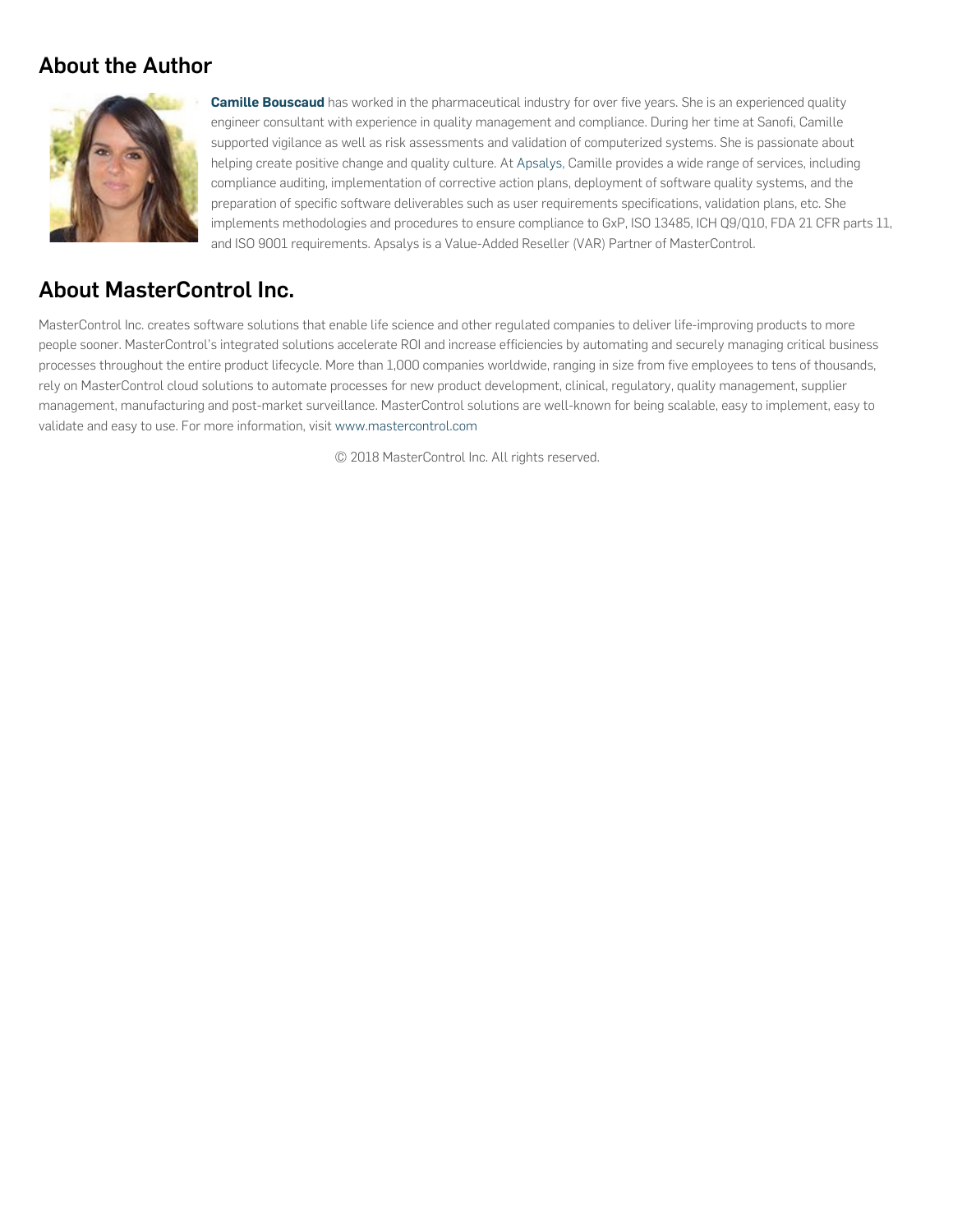## About the Author

**Camille Bouscaud** has worked in the pharmaceutical industry for over five years. She is an experienced quality engineer consultant with experience in quality management and compliance. During her time at Sanofi, Camille supported vigilance as well as risk assessments and validation of computerized systems. She is passionate about helping create positive change and quality culture. At Apsalys, Camille provides a wide range of services, including compliance auditing, implementation of corrective action plans, deployment of software quality systems, and the preparation of specific software deliverables such as user requirements specifications, validation plans, etc. She implements methodologies and procedures to ensure compliance to GxP, ISO 13485, ICH Q9/Q10, FDA 21 CFR parts 11, and ISO 9001 requirements. Apsalys is a Value-Added Reseller (VAR) Partner of MasterControl.

## About MasterControl Inc.

MasterControl Inc. creates software solutions that enable life science and other regulated companies to deliver life-improving products to more people sooner. MasterControl's integrated solutions accelerate ROI and increase efficiencies by automating and securely managing critical business processes throughout the entire product lifecycle. More than 1,000 companies worldwide, ranging in size from five employees to tens of thousands, rely on MasterControl cloud solutions to automate processes for new product development, clinical, regulatory, quality management, supplier management, manufacturing and post-market surveillance. MasterControl solutions are well-known for being scalable, easy to implement, easy to validate and easy to use. For more information, visit www.mastercontrol.com

© 2018 MasterControl Inc. All rights reserved.